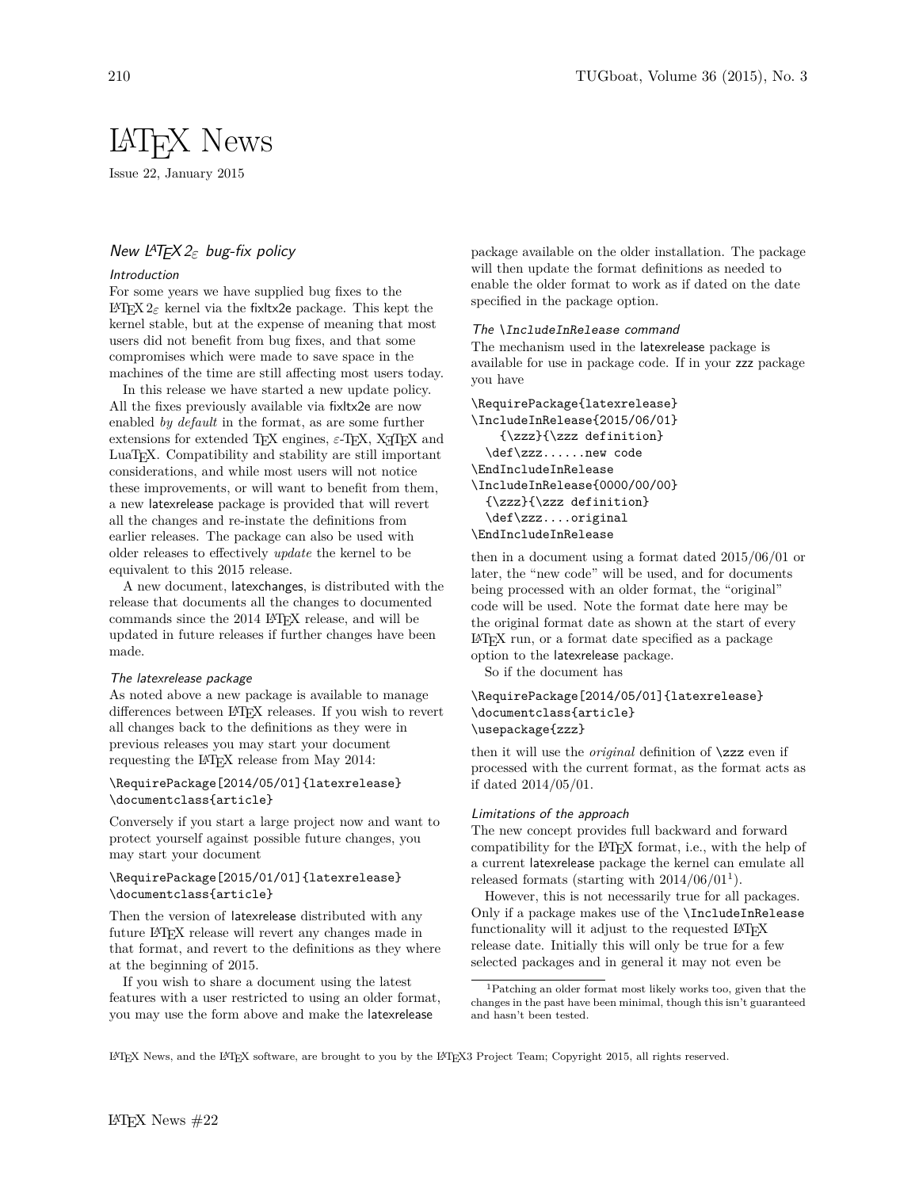# LaTeX News

Issue 22, January 2015

## New LaTeX 2ε bug-fix policy

### Introduction

For some years we have supplied bug fixes to the LaTeX 2ε kernel via the fixltx2e package. This kept the kernel stable, but at the expense of meaning that most users did not benefit from bug fixes, and that some compromises which were made to save space in the machines of the time are still affecting most users today.

In this release we have started a new update policy. All the fixes previously available via fixltx2e are now enabled *by default* in the format, as are some further extensions for extended TeX engines, ε-TeX, XeTeX and LuaTeX. Compatibility and stability are still important considerations, and while most users will not notice these improvements, or will want to benefit from them, a new latexrelease package is provided that will revert all the changes and re-instate the definitions from earlier releases. The package can also be used with older releases to effectively *update* the kernel to be equivalent to this 2015 release.

A new document, latexchanges, is distributed with the release that documents all the changes to documented commands since the 2014 LaTeX release, and will be updated in future releases if further changes have been made.

### The latexrelease package

As noted above a new package is available to manage differences between LaTeX releases. If you wish to revert all changes back to the definitions as they were in previous releases you may start your document requesting the LaTeX release from May 2014:

```
\RequirePackage[2014/05/01]{latexrelease}
\documentclass{article}
```

Conversely if you start a large project now and want to protect yourself against possible future changes, you may start your document

```
\RequirePackage[2015/01/01]{latexrelease}
\documentclass{article}
```

Then the version of latexrelease distributed with any future LaTeX release will revert any changes made in that format, and revert to the definitions as they where at the beginning of 2015.

If you wish to share a document using the latest features with a user restricted to using an older format, you may use the form above and make the latexrelease package available on the older installation. The package will then update the format definitions as needed to enable the older format to work as if dated on the date specified in the package option.

### The \IncludeInRelease command

The mechanism used in the latexrelease package is available for use in package code. If in your zzz package you have

```
\RequirePackage{latexrelease}
\IncludeInRelease{2015/06/01}
    {\zzz}{\zzz definition}
  \def\zzz......new code
\EndIncludeInRelease
\IncludeInRelease{0000/00/00}
  {\zzz}{\zzz definition}
  \def\zzz....original
\EndIncludeInRelease
```

then in a document using a format dated 2015/06/01 or later, the "new code" will be used, and for documents being processed with an older format, the "original" code will be used. Note the format date here may be the original format date as shown at the start of every LaTeX run, or a format date specified as a package option to the latexrelease package.

So if the document has

```
\RequirePackage[2014/05/01]{latexrelease}
\documentclass{article}
\usepackage{zzz}
```

then it will use the *original* definition of `\zzz` even if processed with the current format, as the format acts as if dated 2014/05/01.

### Limitations of the approach

The new concept provides full backward and forward compatibility for the LaTeX format, i.e., with the help of a current latexrelease package the kernel can emulate all released formats (starting with 2014/06/01[1]).

However, this is not necessarily true for all packages. Only if a package makes use of the `\IncludeInRelease` functionality will it adjust to the requested LaTeX release date. Initially this will only be true for a few selected packages and in general it may not even be

[1] Patching an older format most likely works too, given that the changes in the past have been minimal, though this isn't guaranteed and hasn't been tested.

LaTeX News, and the LaTeX software, are brought to you by the LaTeX3 Project Team; Copyright 2015, all rights reserved.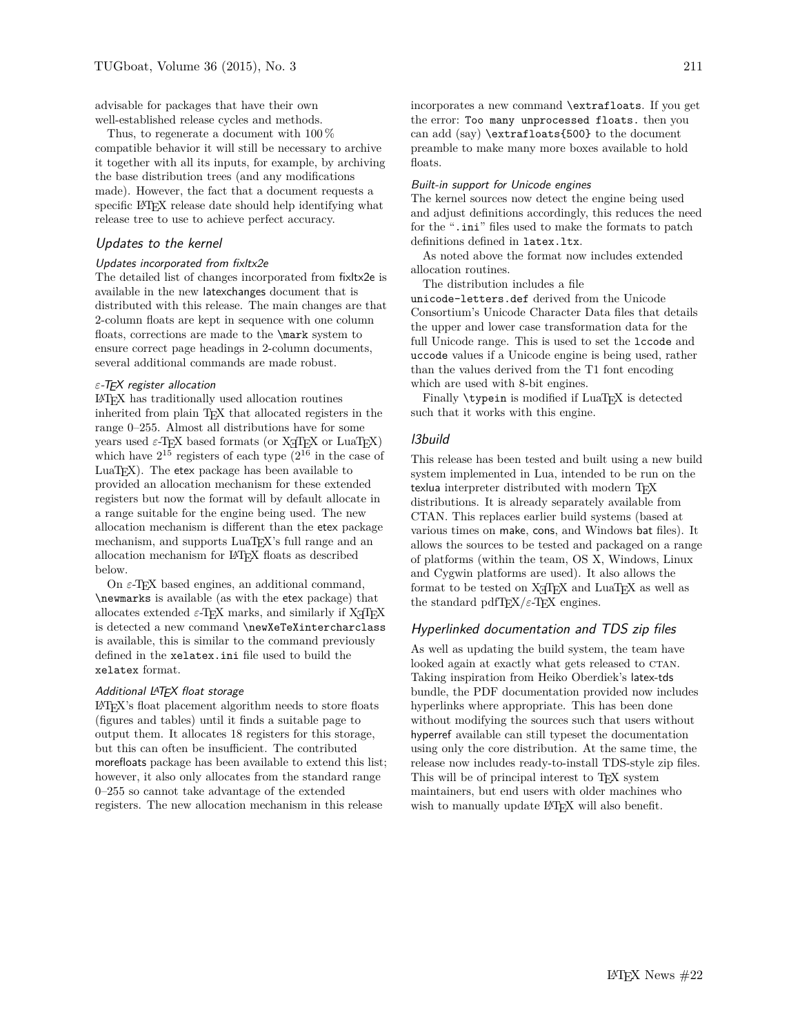advisable for packages that have their own well-established release cycles and methods.

Thus, to regenerate a document with 100 % compatible behavior it will still be necessary to archive it together with all its inputs, for example, by archiving the base distribution trees (and any modifications made). However, the fact that a document requests a specific LaTeX release date should help identifying what release tree to use to achieve perfect accuracy.

## Updates to the kernel

### Updates incorporated from fixltx2e

The detailed list of changes incorporated from fixltx2e is available in the new latexchanges document that is distributed with this release. The main changes are that 2-column floats are kept in sequence with one column floats, corrections are made to the `\mark` system to ensure correct page headings in 2-column documents, several additional commands are made robust.

### ε-TeX register allocation

LaTeX has traditionally used allocation routines inherited from plain TeX that allocated registers in the range 0–255. Almost all distributions have for some years used ε-TeX based formats (or XeTeX or LuaTeX) which have $2^{15}$ registers of each type ($2^{16}$ in the case of LuaTeX). The etex package has been available to provided an allocation mechanism for these extended registers but now the format will by default allocate in a range suitable for the engine being used. The new allocation mechanism is different than the etex package mechanism, and supports LuaTeX's full range and an allocation mechanism for LaTeX floats as described below.

On ε-TeX based engines, an additional command, `\newmarks` is available (as with the etex package) that allocates extended ε-TeX marks, and similarly if XeTeX is detected a new command `\newXeTeXintercharclass` is available, this is similar to the command previously defined in the `xelatex.ini` file used to build the `xelatex` format.

### Additional LaTeX float storage

LaTeX's float placement algorithm needs to store floats (figures and tables) until it finds a suitable page to output them. It allocates 18 registers for this storage, but this can often be insufficient. The contributed morefloats package has been available to extend this list; however, it also only allocates from the standard range 0–255 so cannot take advantage of the extended registers. The new allocation mechanism in this release incorporates a new command `\extrafloats`. If you get the error: `Too many unprocessed floats.` then you can add (say) `\extrafloats{500}` to the document preamble to make many more boxes available to hold floats.

### Built-in support for Unicode engines

The kernel sources now detect the engine being used and adjust definitions accordingly, this reduces the need for the "`.ini`" files used to make the formats to patch definitions defined in `latex.ltx`.

As noted above the format now includes extended allocation routines.

The distribution includes a file `unicode-letters.def` derived from the Unicode Consortium's Unicode Character Data files that details the upper and lower case transformation data for the full Unicode range. This is used to set the `lccode` and `uccode` values if a Unicode engine is being used, rather than the values derived from the T1 font encoding which are used with 8-bit engines.

Finally `\typein` is modified if LuaTeX is detected such that it works with this engine.

## l3build

This release has been tested and built using a new build system implemented in Lua, intended to be run on the texlua interpreter distributed with modern TeX distributions. It is already separately available from CTAN. This replaces earlier build systems (based at various times on make, cons, and Windows bat files). It allows the sources to be tested and packaged on a range of platforms (within the team, OS X, Windows, Linux and Cygwin platforms are used). It also allows the format to be tested on XeTeX and LuaTeX as well as the standard pdfTeX/ε-TeX engines.

## Hyperlinked documentation and TDS zip files

As well as updating the build system, the team have looked again at exactly what gets released to CTAN. Taking inspiration from Heiko Oberdiek's latex-tds bundle, the PDF documentation provided now includes hyperlinks where appropriate. This has been done without modifying the sources such that users without hyperref available can still typeset the documentation using only the core distribution. At the same time, the release now includes ready-to-install TDS-style zip files. This will be of principal interest to TeX system maintainers, but end users with older machines who wish to manually update LaTeX will also benefit.